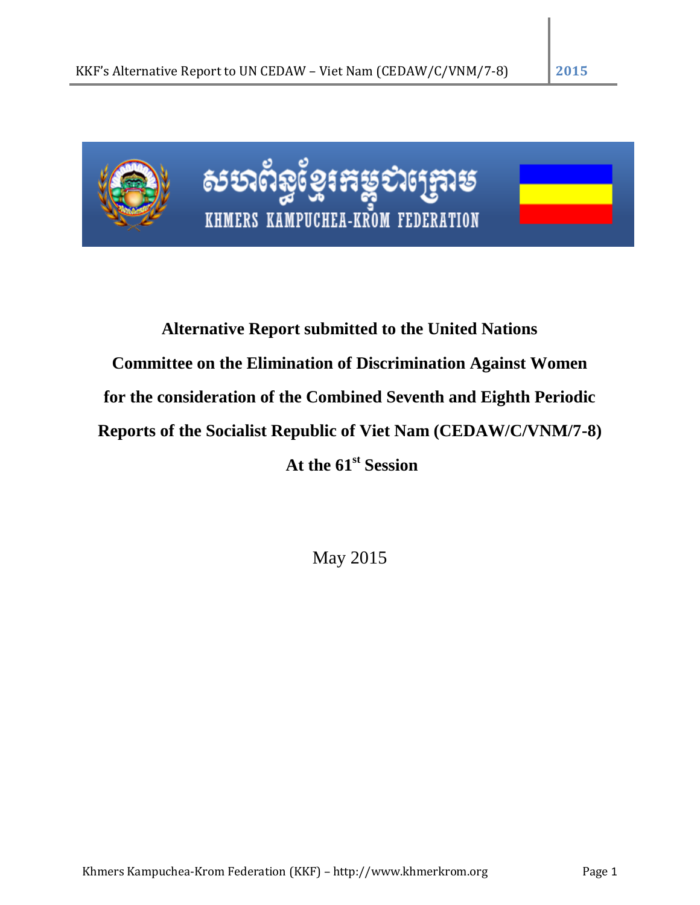សហព័ន្ធខ្មែរកម្ពុជាក្រោម

KHMERS KAMPUCHEA-KROM FEDERATION

**Alternative Report submitted to the United Nations**

**Committee on the Elimination of Discrimination Against Women**

**for the consideration of the Combined Seventh and Eighth Periodic**

**Reports of the Socialist Republic of Viet Nam (CEDAW/C/VNM/7-8)**

**At the 61st Session**

May 2015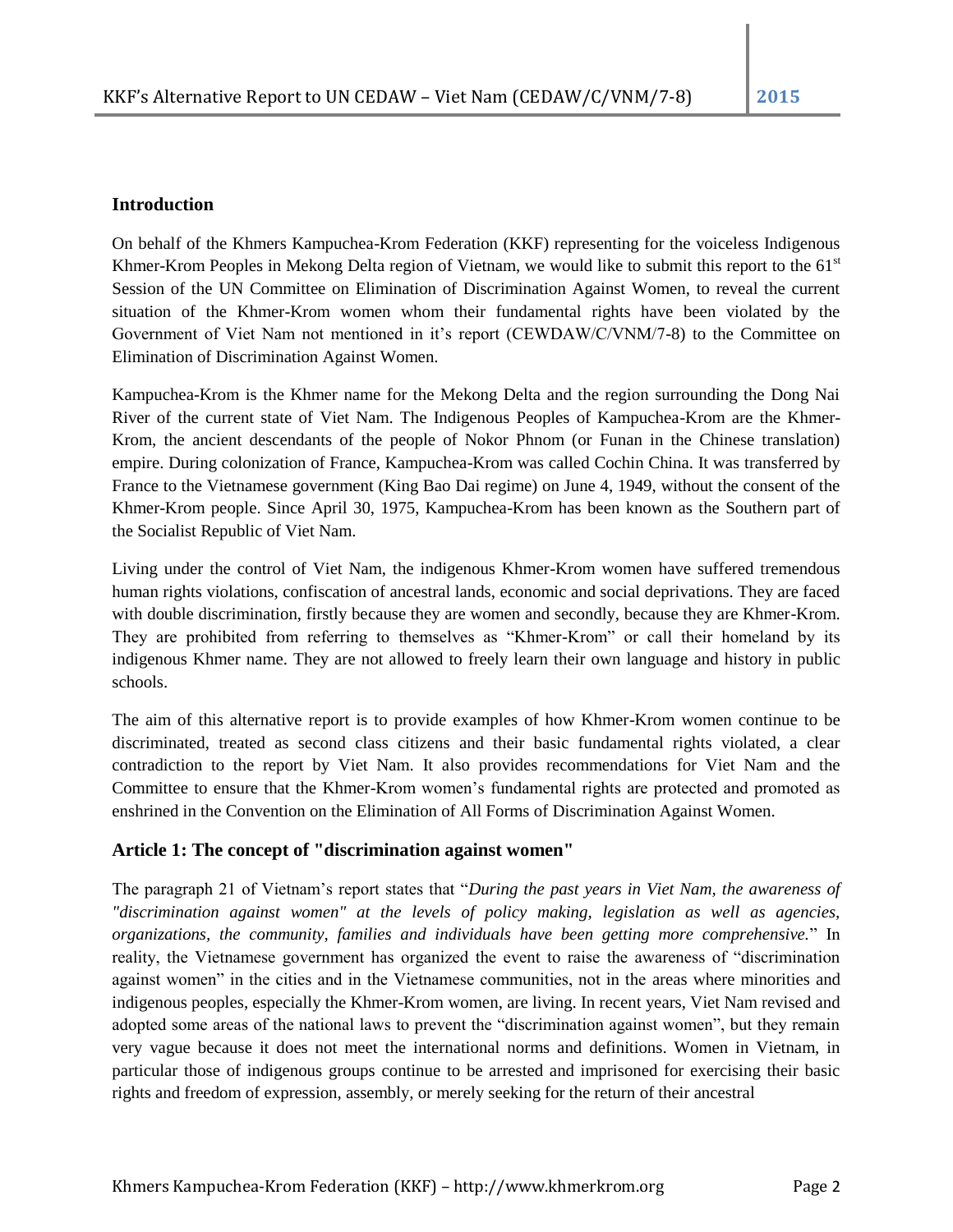## Introduction

On behalf of the Khmers Kampuchea-Krom Federation (KKF) representing for the voiceless Indigenous Khmer-Krom Peoples in Mekong Delta region of Vietnam, we would like to submit this report to the 61st Session of the UN Committee on Elimination of Discrimination Against Women, to reveal the current situation of the Khmer-Krom women whom their fundamental rights have been violated by the Government of Viet Nam not mentioned in it's report (CEWDAW/C/VNM/7-8) to the Committee on Elimination of Discrimination Against Women.

Kampuchea-Krom is the Khmer name for the Mekong Delta and the region surrounding the Dong Nai River of the current state of Viet Nam. The Indigenous Peoples of Kampuchea-Krom are the Khmer-Krom, the ancient descendants of the people of Nokor Phnom (or Funan in the Chinese translation) empire. During colonization of France, Kampuchea-Krom was called Cochin China. It was transferred by France to the Vietnamese government (King Bao Dai regime) on June 4, 1949, without the consent of the Khmer-Krom people. Since April 30, 1975, Kampuchea-Krom has been known as the Southern part of the Socialist Republic of Viet Nam.

Living under the control of Viet Nam, the indigenous Khmer-Krom women have suffered tremendous human rights violations, confiscation of ancestral lands, economic and social deprivations. They are faced with double discrimination, firstly because they are women and secondly, because they are Khmer-Krom. They are prohibited from referring to themselves as "Khmer-Krom" or call their homeland by its indigenous Khmer name. They are not allowed to freely learn their own language and history in public schools.

The aim of this alternative report is to provide examples of how Khmer-Krom women continue to be discriminated, treated as second class citizens and their basic fundamental rights violated, a clear contradiction to the report by Viet Nam. It also provides recommendations for Viet Nam and the Committee to ensure that the Khmer-Krom women's fundamental rights are protected and promoted as enshrined in the Convention on the Elimination of All Forms of Discrimination Against Women.

## Article 1: The concept of "discrimination against women"

The paragraph 21 of Vietnam's report states that "*During the past years in Viet Nam, the awareness of "discrimination against women" at the levels of policy making, legislation as well as agencies, organizations, the community, families and individuals have been getting more comprehensive.*" In reality, the Vietnamese government has organized the event to raise the awareness of "discrimination against women" in the cities and in the Vietnamese communities, not in the areas where minorities and indigenous peoples, especially the Khmer-Krom women, are living. In recent years, Viet Nam revised and adopted some areas of the national laws to prevent the "discrimination against women", but they remain very vague because it does not meet the international norms and definitions. Women in Vietnam, in particular those of indigenous groups continue to be arrested and imprisoned for exercising their basic rights and freedom of expression, assembly, or merely seeking for the return of their ancestral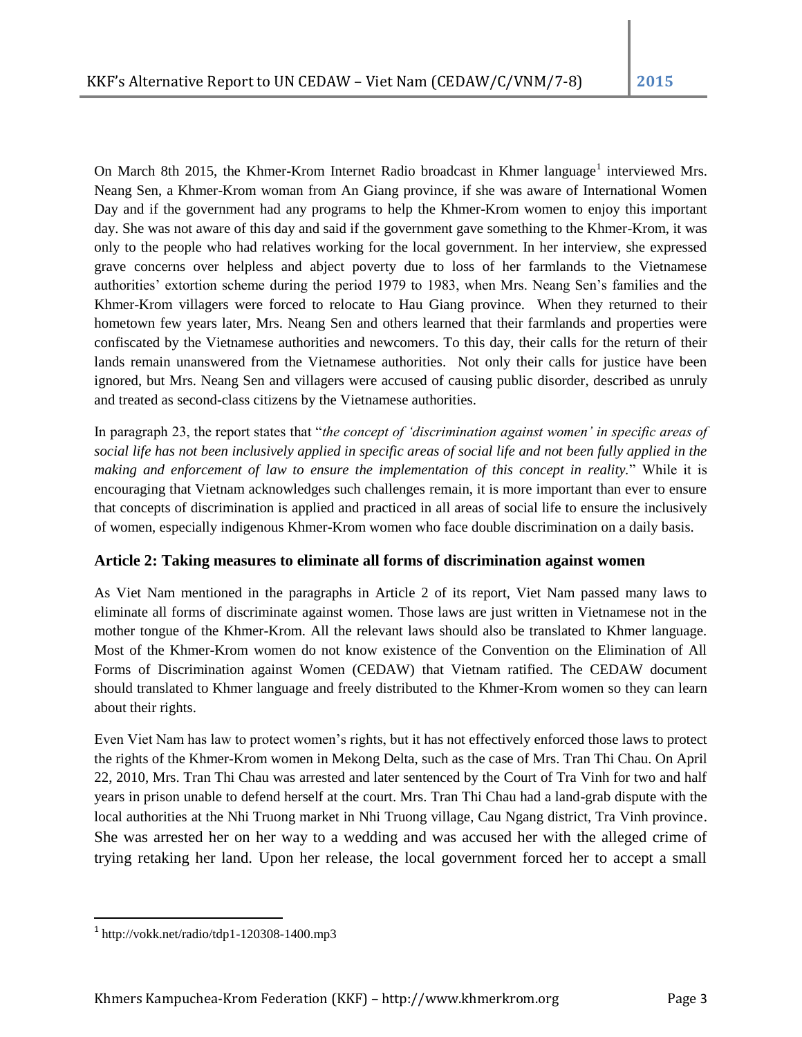On March 8th 2015, the Khmer-Krom Internet Radio broadcast in Khmer language[1] interviewed Mrs. Neang Sen, a Khmer-Krom woman from An Giang province, if she was aware of International Women Day and if the government had any programs to help the Khmer-Krom women to enjoy this important day. She was not aware of this day and said if the government gave something to the Khmer-Krom, it was only to the people who had relatives working for the local government. In her interview, she expressed grave concerns over helpless and abject poverty due to loss of her farmlands to the Vietnamese authorities' extortion scheme during the period 1979 to 1983, when Mrs. Neang Sen's families and the Khmer-Krom villagers were forced to relocate to Hau Giang province. When they returned to their hometown few years later, Mrs. Neang Sen and others learned that their farmlands and properties were confiscated by the Vietnamese authorities and newcomers. To this day, their calls for the return of their lands remain unanswered from the Vietnamese authorities. Not only their calls for justice have been ignored, but Mrs. Neang Sen and villagers were accused of causing public disorder, described as unruly and treated as second-class citizens by the Vietnamese authorities.

In paragraph 23, the report states that "*the concept of 'discrimination against women' in specific areas of social life has not been inclusively applied in specific areas of social life and not been fully applied in the making and enforcement of law to ensure the implementation of this concept in reality.*" While it is encouraging that Vietnam acknowledges such challenges remain, it is more important than ever to ensure that concepts of discrimination is applied and practiced in all areas of social life to ensure the inclusively of women, especially indigenous Khmer-Krom women who face double discrimination on a daily basis.

### Article 2: Taking measures to eliminate all forms of discrimination against women

As Viet Nam mentioned in the paragraphs in Article 2 of its report, Viet Nam passed many laws to eliminate all forms of discriminate against women. Those laws are just written in Vietnamese not in the mother tongue of the Khmer-Krom. All the relevant laws should also be translated to Khmer language. Most of the Khmer-Krom women do not know existence of the Convention on the Elimination of All Forms of Discrimination against Women (CEDAW) that Vietnam ratified. The CEDAW document should translated to Khmer language and freely distributed to the Khmer-Krom women so they can learn about their rights.

Even Viet Nam has law to protect women's rights, but it has not effectively enforced those laws to protect the rights of the Khmer-Krom women in Mekong Delta, such as the case of Mrs. Tran Thi Chau. On April 22, 2010, Mrs. Tran Thi Chau was arrested and later sentenced by the Court of Tra Vinh for two and half years in prison unable to defend herself at the court. Mrs. Tran Thi Chau had a land-grab dispute with the local authorities at the Nhi Truong market in Nhi Truong village, Cau Ngang district, Tra Vinh province. She was arrested her on her way to a wedding and was accused her with the alleged crime of trying retaking her land. Upon her release, the local government forced her to accept a small

[1] http://vokk.net/radio/tdp1-120308-1400.mp3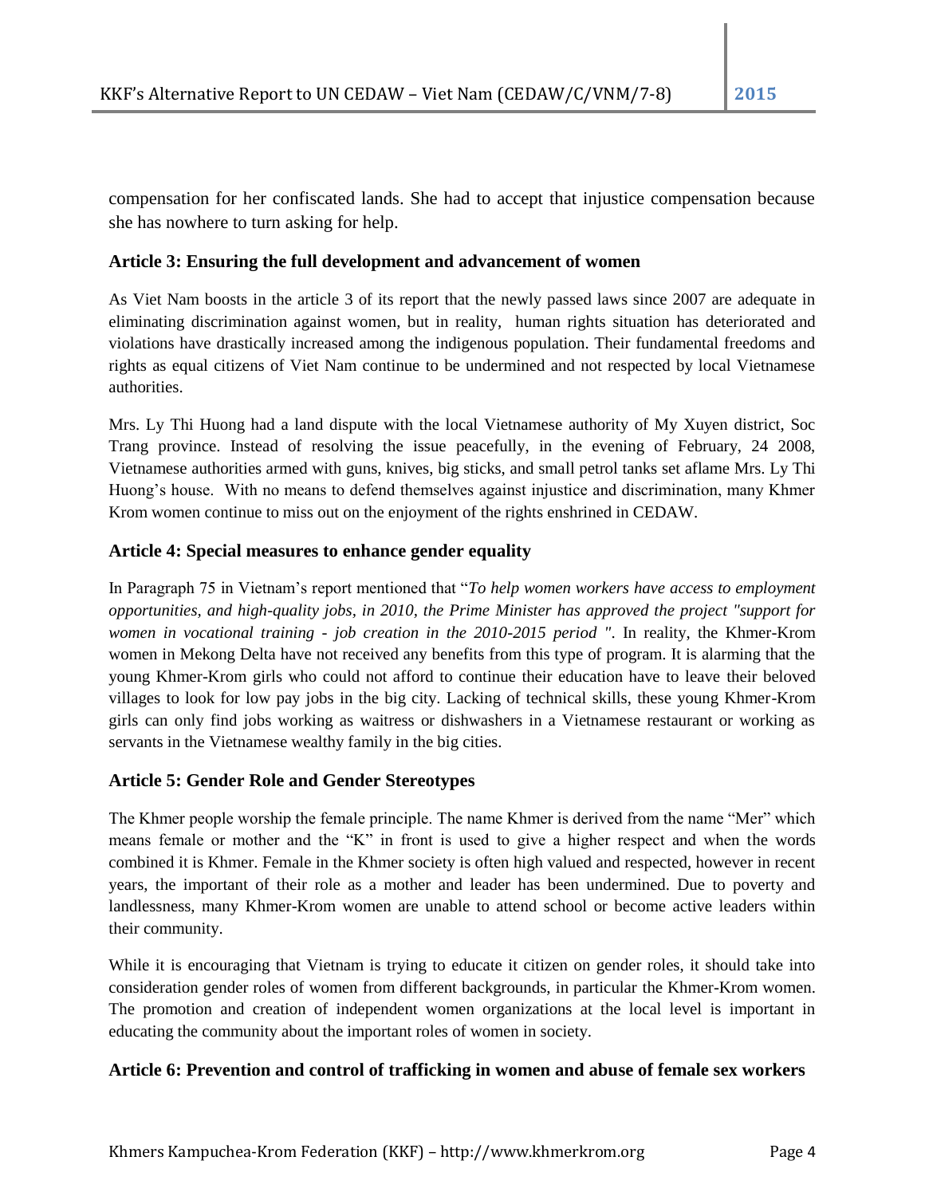compensation for her confiscated lands. She had to accept that injustice compensation because she has nowhere to turn asking for help.

### Article 3: Ensuring the full development and advancement of women

As Viet Nam boosts in the article 3 of its report that the newly passed laws since 2007 are adequate in eliminating discrimination against women, but in reality, human rights situation has deteriorated and violations have drastically increased among the indigenous population. Their fundamental freedoms and rights as equal citizens of Viet Nam continue to be undermined and not respected by local Vietnamese authorities.

Mrs. Ly Thi Huong had a land dispute with the local Vietnamese authority of My Xuyen district, Soc Trang province. Instead of resolving the issue peacefully, in the evening of February, 24 2008, Vietnamese authorities armed with guns, knives, big sticks, and small petrol tanks set aflame Mrs. Ly Thi Huong's house. With no means to defend themselves against injustice and discrimination, many Khmer Krom women continue to miss out on the enjoyment of the rights enshrined in CEDAW.

### Article 4: Special measures to enhance gender equality

In Paragraph 75 in Vietnam's report mentioned that "*To help women workers have access to employment opportunities, and high-quality jobs, in 2010, the Prime Minister has approved the project "support for women in vocational training - job creation in the 2010-2015 period "*. In reality, the Khmer-Krom women in Mekong Delta have not received any benefits from this type of program. It is alarming that the young Khmer-Krom girls who could not afford to continue their education have to leave their beloved villages to look for low pay jobs in the big city. Lacking of technical skills, these young Khmer-Krom girls can only find jobs working as waitress or dishwashers in a Vietnamese restaurant or working as servants in the Vietnamese wealthy family in the big cities.

### Article 5: Gender Role and Gender Stereotypes

The Khmer people worship the female principle. The name Khmer is derived from the name "Mer" which means female or mother and the "K" in front is used to give a higher respect and when the words combined it is Khmer. Female in the Khmer society is often high valued and respected, however in recent years, the important of their role as a mother and leader has been undermined. Due to poverty and landlessness, many Khmer-Krom women are unable to attend school or become active leaders within their community.

While it is encouraging that Vietnam is trying to educate it citizen on gender roles, it should take into consideration gender roles of women from different backgrounds, in particular the Khmer-Krom women. The promotion and creation of independent women organizations at the local level is important in educating the community about the important roles of women in society.

### Article 6: Prevention and control of trafficking in women and abuse of female sex workers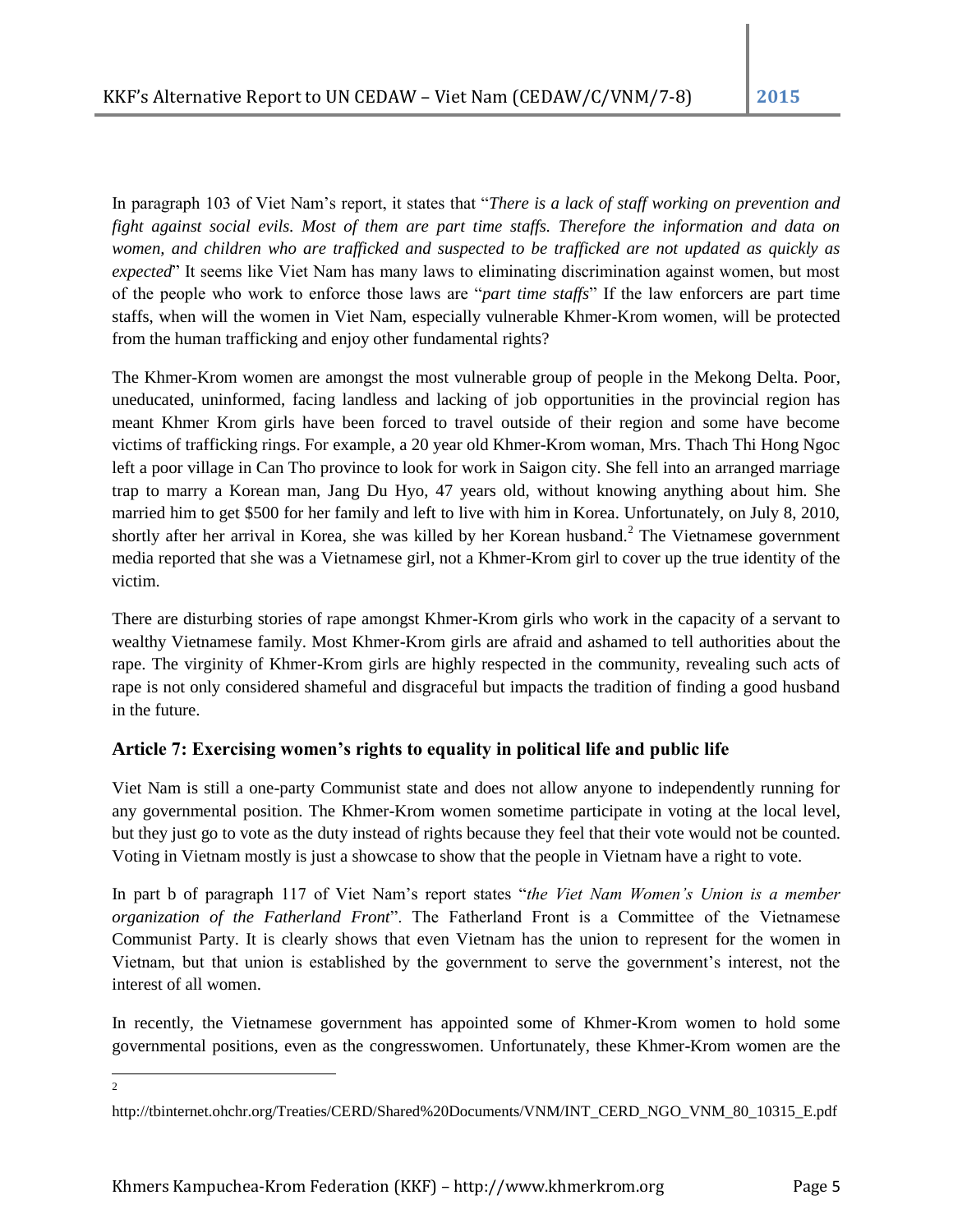In paragraph 103 of Viet Nam's report, it states that "*There is a lack of staff working on prevention and fight against social evils. Most of them are part time staffs. Therefore the information and data on women, and children who are trafficked and suspected to be trafficked are not updated as quickly as expected*" It seems like Viet Nam has many laws to eliminating discrimination against women, but most of the people who work to enforce those laws are "*part time staffs*" If the law enforcers are part time staffs, when will the women in Viet Nam, especially vulnerable Khmer-Krom women, will be protected from the human trafficking and enjoy other fundamental rights?

The Khmer-Krom women are amongst the most vulnerable group of people in the Mekong Delta. Poor, uneducated, uninformed, facing landless and lacking of job opportunities in the provincial region has meant Khmer Krom girls have been forced to travel outside of their region and some have become victims of trafficking rings. For example, a 20 year old Khmer-Krom woman, Mrs. Thach Thi Hong Ngoc left a poor village in Can Tho province to look for work in Saigon city. She fell into an arranged marriage trap to marry a Korean man, Jang Du Hyo, 47 years old, without knowing anything about him. She married him to get $500 for her family and left to live with him in Korea. Unfortunately, on July 8, 2010, shortly after her arrival in Korea, she was killed by her Korean husband.[2] The Vietnamese government media reported that she was a Vietnamese girl, not a Khmer-Krom girl to cover up the true identity of the victim.

There are disturbing stories of rape amongst Khmer-Krom girls who work in the capacity of a servant to wealthy Vietnamese family. Most Khmer-Krom girls are afraid and ashamed to tell authorities about the rape. The virginity of Khmer-Krom girls are highly respected in the community, revealing such acts of rape is not only considered shameful and disgraceful but impacts the tradition of finding a good husband in the future.

## Article 7: Exercising women's rights to equality in political life and public life

Viet Nam is still a one-party Communist state and does not allow anyone to independently running for any governmental position. The Khmer-Krom women sometime participate in voting at the local level, but they just go to vote as the duty instead of rights because they feel that their vote would not be counted. Voting in Vietnam mostly is just a showcase to show that the people in Vietnam have a right to vote.

In part b of paragraph 117 of Viet Nam's report states "*the Viet Nam Women's Union is a member organization of the Fatherland Front*". The Fatherland Front is a Committee of the Vietnamese Communist Party. It is clearly shows that even Vietnam has the union to represent for the women in Vietnam, but that union is established by the government to serve the government's interest, not the interest of all women.

In recently, the Vietnamese government has appointed some of Khmer-Krom women to hold some governmental positions, even as the congresswomen. Unfortunately, these Khmer-Krom women are the

---

[2] http://tbinternet.ohchr.org/Treaties/CERD/Shared%20Documents/VNM/INT_CERD_NGO_VNM_80_10315_E.pdf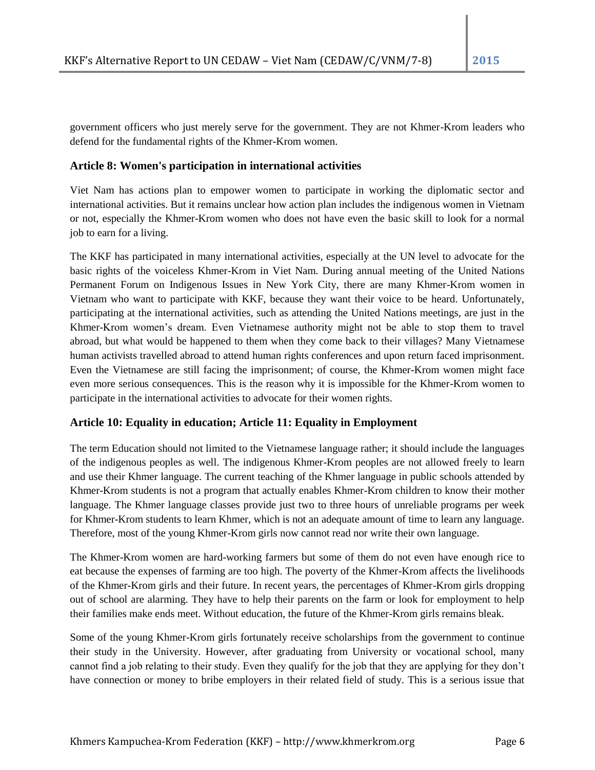government officers who just merely serve for the government. They are not Khmer-Krom leaders who defend for the fundamental rights of the Khmer-Krom women.

### Article 8: Women's participation in international activities

Viet Nam has actions plan to empower women to participate in working the diplomatic sector and international activities. But it remains unclear how action plan includes the indigenous women in Vietnam or not, especially the Khmer-Krom women who does not have even the basic skill to look for a normal job to earn for a living.

The KKF has participated in many international activities, especially at the UN level to advocate for the basic rights of the voiceless Khmer-Krom in Viet Nam. During annual meeting of the United Nations Permanent Forum on Indigenous Issues in New York City, there are many Khmer-Krom women in Vietnam who want to participate with KKF, because they want their voice to be heard. Unfortunately, participating at the international activities, such as attending the United Nations meetings, are just in the Khmer-Krom women's dream. Even Vietnamese authority might not be able to stop them to travel abroad, but what would be happened to them when they come back to their villages? Many Vietnamese human activists travelled abroad to attend human rights conferences and upon return faced imprisonment. Even the Vietnamese are still facing the imprisonment; of course, the Khmer-Krom women might face even more serious consequences. This is the reason why it is impossible for the Khmer-Krom women to participate in the international activities to advocate for their women rights.

### Article 10: Equality in education; Article 11: Equality in Employment

The term Education should not limited to the Vietnamese language rather; it should include the languages of the indigenous peoples as well. The indigenous Khmer-Krom peoples are not allowed freely to learn and use their Khmer language. The current teaching of the Khmer language in public schools attended by Khmer-Krom students is not a program that actually enables Khmer-Krom children to know their mother language. The Khmer language classes provide just two to three hours of unreliable programs per week for Khmer-Krom students to learn Khmer, which is not an adequate amount of time to learn any language. Therefore, most of the young Khmer-Krom girls now cannot read nor write their own language.

The Khmer-Krom women are hard-working farmers but some of them do not even have enough rice to eat because the expenses of farming are too high. The poverty of the Khmer-Krom affects the livelihoods of the Khmer-Krom girls and their future. In recent years, the percentages of Khmer-Krom girls dropping out of school are alarming. They have to help their parents on the farm or look for employment to help their families make ends meet. Without education, the future of the Khmer-Krom girls remains bleak.

Some of the young Khmer-Krom girls fortunately receive scholarships from the government to continue their study in the University. However, after graduating from University or vocational school, many cannot find a job relating to their study. Even they qualify for the job that they are applying for they don't have connection or money to bribe employers in their related field of study. This is a serious issue that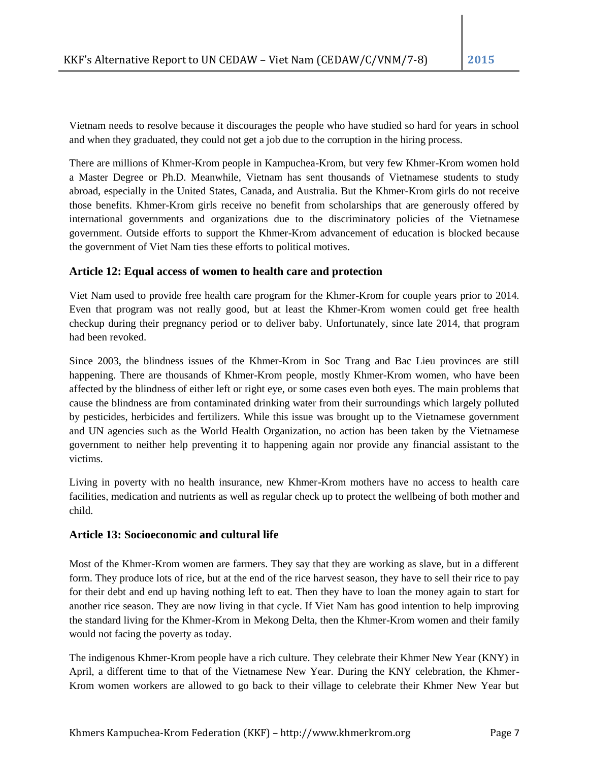Vietnam needs to resolve because it discourages the people who have studied so hard for years in school and when they graduated, they could not get a job due to the corruption in the hiring process.

There are millions of Khmer-Krom people in Kampuchea-Krom, but very few Khmer-Krom women hold a Master Degree or Ph.D. Meanwhile, Vietnam has sent thousands of Vietnamese students to study abroad, especially in the United States, Canada, and Australia. But the Khmer-Krom girls do not receive those benefits. Khmer-Krom girls receive no benefit from scholarships that are generously offered by international governments and organizations due to the discriminatory policies of the Vietnamese government. Outside efforts to support the Khmer-Krom advancement of education is blocked because the government of Viet Nam ties these efforts to political motives.

### Article 12: Equal access of women to health care and protection

Viet Nam used to provide free health care program for the Khmer-Krom for couple years prior to 2014. Even that program was not really good, but at least the Khmer-Krom women could get free health checkup during their pregnancy period or to deliver baby. Unfortunately, since late 2014, that program had been revoked.

Since 2003, the blindness issues of the Khmer-Krom in Soc Trang and Bac Lieu provinces are still happening. There are thousands of Khmer-Krom people, mostly Khmer-Krom women, who have been affected by the blindness of either left or right eye, or some cases even both eyes. The main problems that cause the blindness are from contaminated drinking water from their surroundings which largely polluted by pesticides, herbicides and fertilizers. While this issue was brought up to the Vietnamese government and UN agencies such as the World Health Organization, no action has been taken by the Vietnamese government to neither help preventing it to happening again nor provide any financial assistant to the victims.

Living in poverty with no health insurance, new Khmer-Krom mothers have no access to health care facilities, medication and nutrients as well as regular check up to protect the wellbeing of both mother and child.

### Article 13: Socioeconomic and cultural life

Most of the Khmer-Krom women are farmers. They say that they are working as slave, but in a different form. They produce lots of rice, but at the end of the rice harvest season, they have to sell their rice to pay for their debt and end up having nothing left to eat. Then they have to loan the money again to start for another rice season. They are now living in that cycle. If Viet Nam has good intention to help improving the standard living for the Khmer-Krom in Mekong Delta, then the Khmer-Krom women and their family would not facing the poverty as today.

The indigenous Khmer-Krom people have a rich culture. They celebrate their Khmer New Year (KNY) in April, a different time to that of the Vietnamese New Year. During the KNY celebration, the Khmer-Krom women workers are allowed to go back to their village to celebrate their Khmer New Year but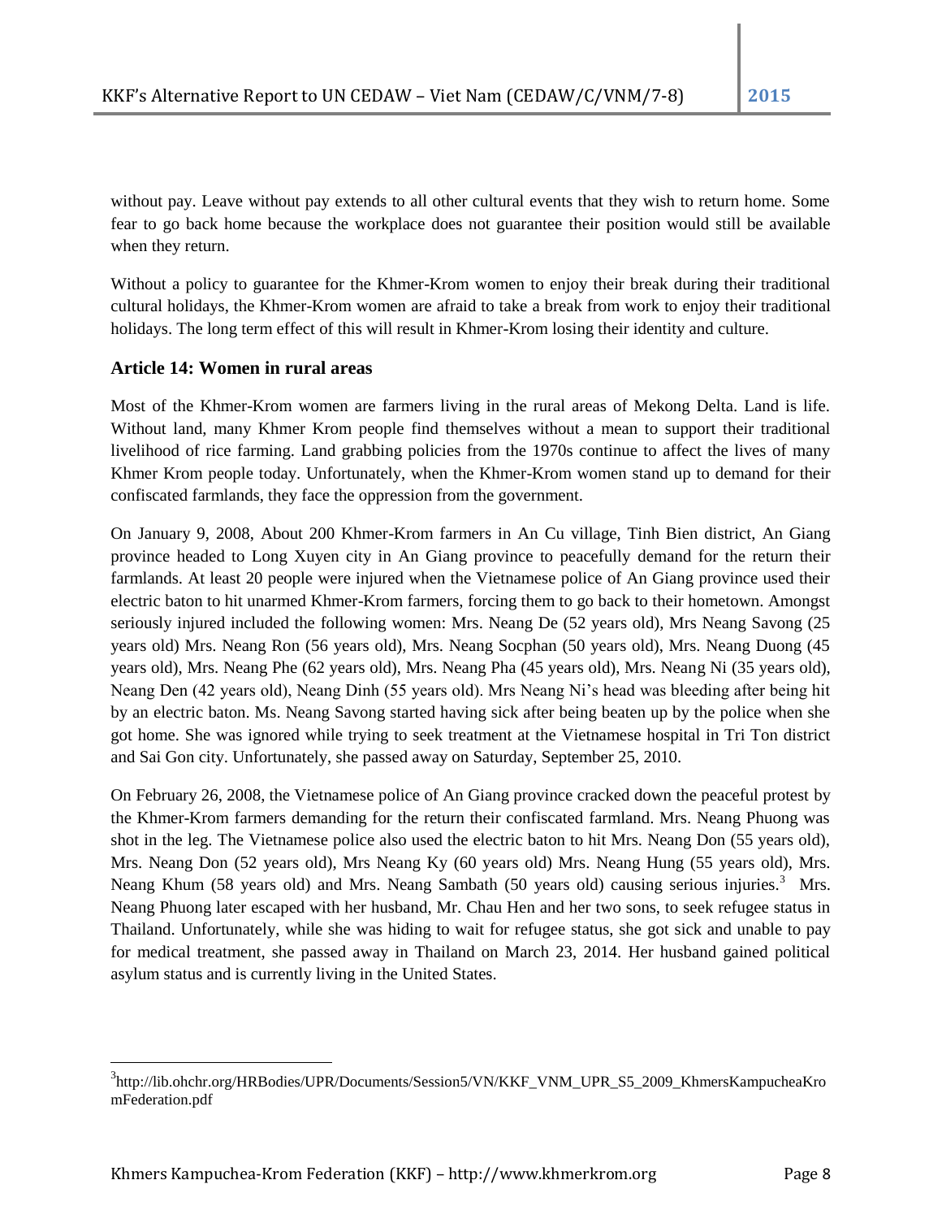without pay. Leave without pay extends to all other cultural events that they wish to return home. Some fear to go back home because the workplace does not guarantee their position would still be available when they return.

Without a policy to guarantee for the Khmer-Krom women to enjoy their break during their traditional cultural holidays, the Khmer-Krom women are afraid to take a break from work to enjoy their traditional holidays. The long term effect of this will result in Khmer-Krom losing their identity and culture.

### Article 14: Women in rural areas

Most of the Khmer-Krom women are farmers living in the rural areas of Mekong Delta. Land is life. Without land, many Khmer Krom people find themselves without a mean to support their traditional livelihood of rice farming. Land grabbing policies from the 1970s continue to affect the lives of many Khmer Krom people today. Unfortunately, when the Khmer-Krom women stand up to demand for their confiscated farmlands, they face the oppression from the government.

On January 9, 2008, About 200 Khmer-Krom farmers in An Cu village, Tinh Bien district, An Giang province headed to Long Xuyen city in An Giang province to peacefully demand for the return their farmlands. At least 20 people were injured when the Vietnamese police of An Giang province used their electric baton to hit unarmed Khmer-Krom farmers, forcing them to go back to their hometown. Amongst seriously injured included the following women: Mrs. Neang De (52 years old), Mrs Neang Savong (25 years old) Mrs. Neang Ron (56 years old), Mrs. Neang Socphan (50 years old), Mrs. Neang Duong (45 years old), Mrs. Neang Phe (62 years old), Mrs. Neang Pha (45 years old), Mrs. Neang Ni (35 years old), Neang Den (42 years old), Neang Dinh (55 years old). Mrs Neang Ni's head was bleeding after being hit by an electric baton. Ms. Neang Savong started having sick after being beaten up by the police when she got home. She was ignored while trying to seek treatment at the Vietnamese hospital in Tri Ton district and Sai Gon city. Unfortunately, she passed away on Saturday, September 25, 2010.

On February 26, 2008, the Vietnamese police of An Giang province cracked down the peaceful protest by the Khmer-Krom farmers demanding for the return their confiscated farmland. Mrs. Neang Phuong was shot in the leg. The Vietnamese police also used the electric baton to hit Mrs. Neang Don (55 years old), Mrs. Neang Don (52 years old), Mrs Neang Ky (60 years old) Mrs. Neang Hung (55 years old), Mrs. Neang Khum (58 years old) and Mrs. Neang Sambath (50 years old) causing serious injuries.[3] Mrs. Neang Phuong later escaped with her husband, Mr. Chau Hen and her two sons, to seek refugee status in Thailand. Unfortunately, while she was hiding to wait for refugee status, she got sick and unable to pay for medical treatment, she passed away in Thailand on March 23, 2014. Her husband gained political asylum status and is currently living in the United States.

---

[3] http://lib.ohchr.org/HRBodies/UPR/Documents/Session5/VN/KKF_VNM_UPR_S5_2009_KhmersKampucheaKromFederation.pdf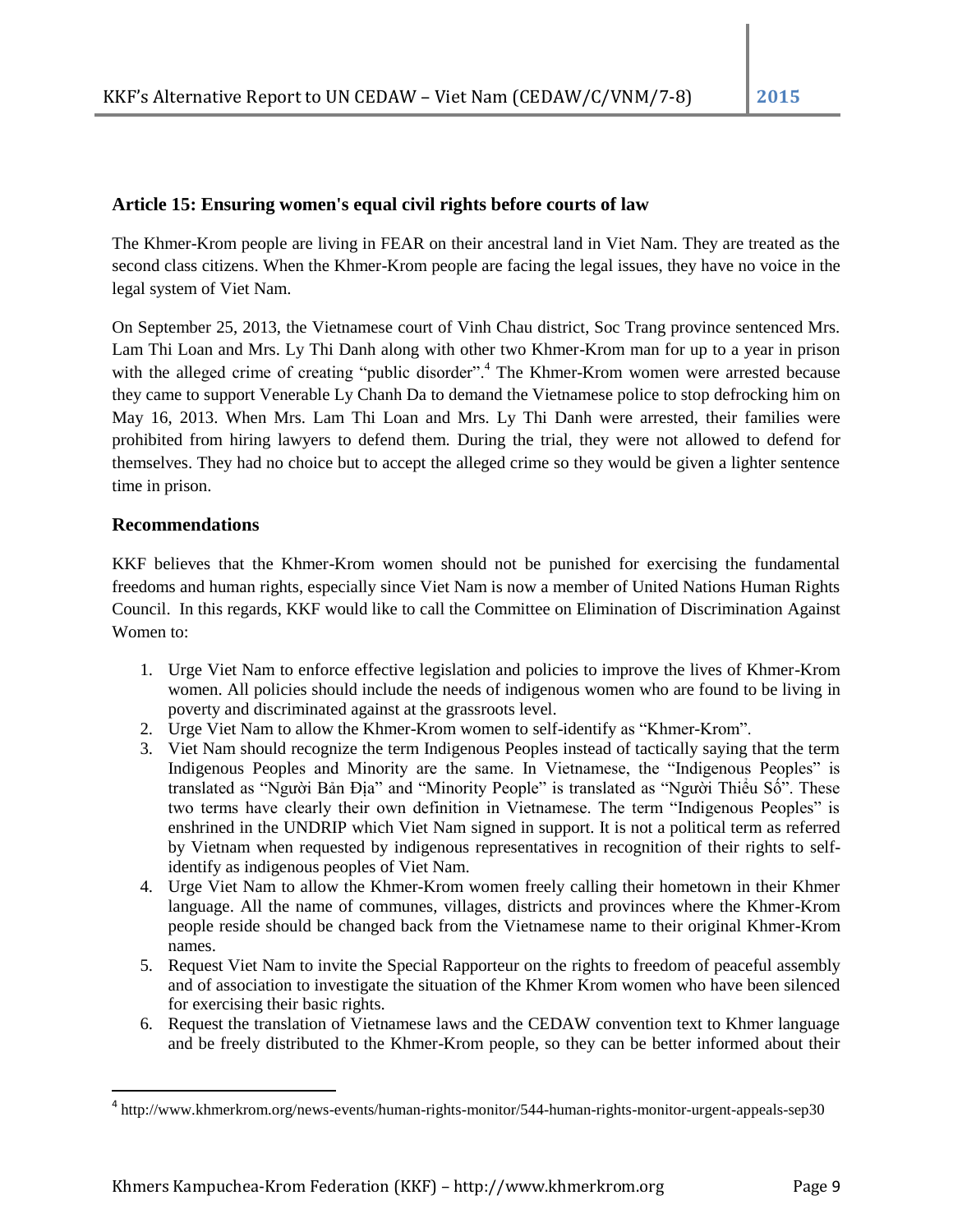### Article 15: Ensuring women's equal civil rights before courts of law

The Khmer-Krom people are living in FEAR on their ancestral land in Viet Nam. They are treated as the second class citizens. When the Khmer-Krom people are facing the legal issues, they have no voice in the legal system of Viet Nam.

On September 25, 2013, the Vietnamese court of Vinh Chau district, Soc Trang province sentenced Mrs. Lam Thi Loan and Mrs. Ly Thi Danh along with other two Khmer-Krom man for up to a year in prison with the alleged crime of creating "public disorder".[4] The Khmer-Krom women were arrested because they came to support Venerable Ly Chanh Da to demand the Vietnamese police to stop defrocking him on May 16, 2013. When Mrs. Lam Thi Loan and Mrs. Ly Thi Danh were arrested, their families were prohibited from hiring lawyers to defend them. During the trial, they were not allowed to defend for themselves. They had no choice but to accept the alleged crime so they would be given a lighter sentence time in prison.

### Recommendations

KKF believes that the Khmer-Krom women should not be punished for exercising the fundamental freedoms and human rights, especially since Viet Nam is now a member of United Nations Human Rights Council. In this regards, KKF would like to call the Committee on Elimination of Discrimination Against Women to:

1. Urge Viet Nam to enforce effective legislation and policies to improve the lives of Khmer-Krom women. All policies should include the needs of indigenous women who are found to be living in poverty and discriminated against at the grassroots level.
2. Urge Viet Nam to allow the Khmer-Krom women to self-identify as "Khmer-Krom".
3. Viet Nam should recognize the term Indigenous Peoples instead of tactically saying that the term Indigenous Peoples and Minority are the same. In Vietnamese, the "Indigenous Peoples" is translated as "Người Bản Địa" and "Minority People" is translated as "Người Thiểu Số". These two terms have clearly their own definition in Vietnamese. The term "Indigenous Peoples" is enshrined in the UNDRIP which Viet Nam signed in support. It is not a political term as referred by Vietnam when requested by indigenous representatives in recognition of their rights to self-identify as indigenous peoples of Viet Nam.
4. Urge Viet Nam to allow the Khmer-Krom women freely calling their hometown in their Khmer language. All the name of communes, villages, districts and provinces where the Khmer-Krom people reside should be changed back from the Vietnamese name to their original Khmer-Krom names.
5. Request Viet Nam to invite the Special Rapporteur on the rights to freedom of peaceful assembly and of association to investigate the situation of the Khmer Krom women who have been silenced for exercising their basic rights.
6. Request the translation of Vietnamese laws and the CEDAW convention text to Khmer language and be freely distributed to the Khmer-Krom people, so they can be better informed about their

[4] http://www.khmerkrom.org/news-events/human-rights-monitor/544-human-rights-monitor-urgent-appeals-sep30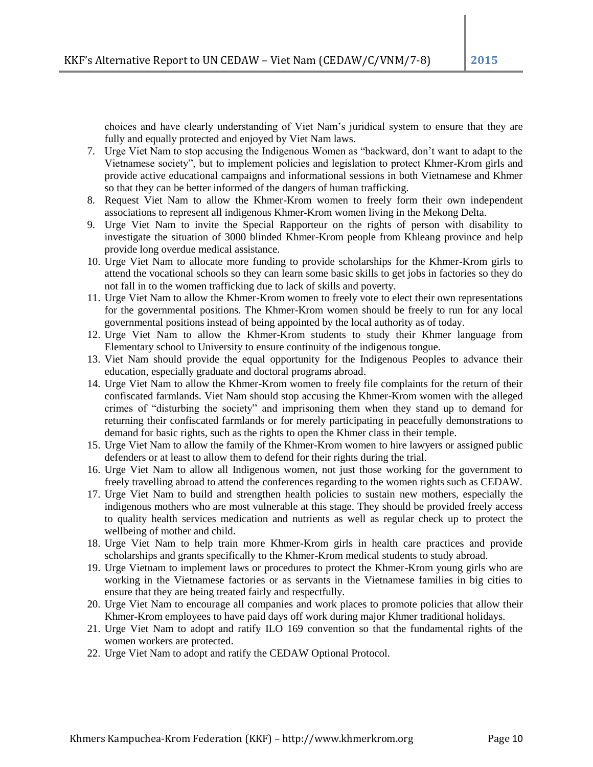choices and have clearly understanding of Viet Nam's juridical system to ensure that they are fully and equally protected and enjoyed by Viet Nam laws.

7. Urge Viet Nam to stop accusing the Indigenous Women as "backward, don't want to adapt to the Vietnamese society", but to implement policies and legislation to protect Khmer-Krom girls and provide active educational campaigns and informational sessions in both Vietnamese and Khmer so that they can be better informed of the dangers of human trafficking.
8. Request Viet Nam to allow the Khmer-Krom women to freely form their own independent associations to represent all indigenous Khmer-Krom women living in the Mekong Delta.
9. Urge Viet Nam to invite the Special Rapporteur on the rights of person with disability to investigate the situation of 3000 blinded Khmer-Krom people from Khleang province and help provide long overdue medical assistance.
10. Urge Viet Nam to allocate more funding to provide scholarships for the Khmer-Krom girls to attend the vocational schools so they can learn some basic skills to get jobs in factories so they do not fall in to the women trafficking due to lack of skills and poverty.
11. Urge Viet Nam to allow the Khmer-Krom women to freely vote to elect their own representations for the governmental positions. The Khmer-Krom women should be freely to run for any local governmental positions instead of being appointed by the local authority as of today.
12. Urge Viet Nam to allow the Khmer-Krom students to study their Khmer language from Elementary school to University to ensure continuity of the indigenous tongue.
13. Viet Nam should provide the equal opportunity for the Indigenous Peoples to advance their education, especially graduate and doctoral programs abroad.
14. Urge Viet Nam to allow the Khmer-Krom women to freely file complaints for the return of their confiscated farmlands. Viet Nam should stop accusing the Khmer-Krom women with the alleged crimes of "disturbing the society" and imprisoning them when they stand up to demand for returning their confiscated farmlands or for merely participating in peacefully demonstrations to demand for basic rights, such as the rights to open the Khmer class in their temple.
15. Urge Viet Nam to allow the family of the Khmer-Krom women to hire lawyers or assigned public defenders or at least to allow them to defend for their rights during the trial.
16. Urge Viet Nam to allow all Indigenous women, not just those working for the government to freely travelling abroad to attend the conferences regarding to the women rights such as CEDAW.
17. Urge Viet Nam to build and strengthen health policies to sustain new mothers, especially the indigenous mothers who are most vulnerable at this stage. They should be provided freely access to quality health services medication and nutrients as well as regular check up to protect the wellbeing of mother and child.
18. Urge Viet Nam to help train more Khmer-Krom girls in health care practices and provide scholarships and grants specifically to the Khmer-Krom medical students to study abroad.
19. Urge Vietnam to implement laws or procedures to protect the Khmer-Krom young girls who are working in the Vietnamese factories or as servants in the Vietnamese families in big cities to ensure that they are being treated fairly and respectfully.
20. Urge Viet Nam to encourage all companies and work places to promote policies that allow their Khmer-Krom employees to have paid days off work during major Khmer traditional holidays.
21. Urge Viet Nam to adopt and ratify ILO 169 convention so that the fundamental rights of the women workers are protected.
22. Urge Viet Nam to adopt and ratify the CEDAW Optional Protocol.